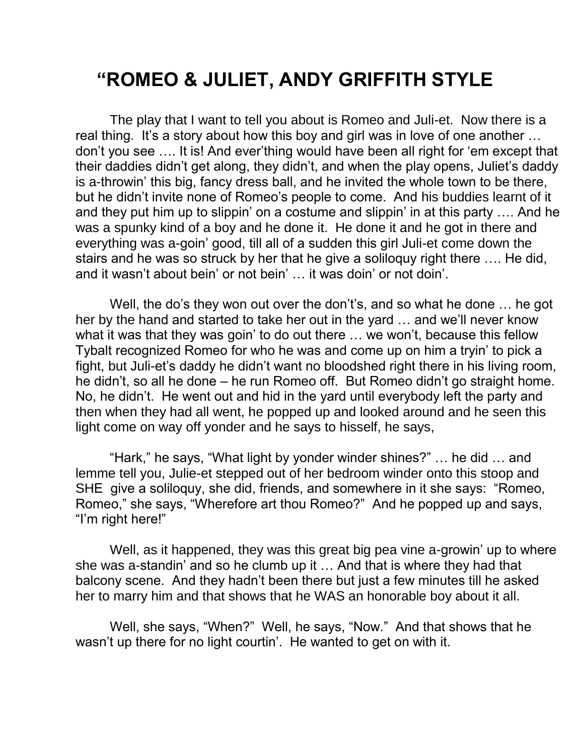# "ROMEO & JULIET, ANDY GRIFFITH STYLE

The play that I want to tell you about is Romeo and Juli-et. Now there is a real thing. It's a story about how this boy and girl was in love of one another … don't you see …. It is! And ever'thing would have been all right for 'em except that their daddies didn't get along, they didn't, and when the play opens, Juliet's daddy is a-throwin' this big, fancy dress ball, and he invited the whole town to be there, but he didn't invite none of Romeo's people to come. And his buddies learnt of it and they put him up to slippin' on a costume and slippin' in at this party …. And he was a spunky kind of a boy and he done it. He done it and he got in there and everything was a-goin' good, till all of a sudden this girl Juli-et come down the stairs and he was so struck by her that he give a soliloquy right there …. He did, and it wasn't about bein' or not bein' … it was doin' or not doin'.

Well, the do's they won out over the don't's, and so what he done … he got her by the hand and started to take her out in the yard … and we'll never know what it was that they was goin' to do out there … we won't, because this fellow Tybalt recognized Romeo for who he was and come up on him a tryin' to pick a fight, but Juli-et's daddy he didn't want no bloodshed right there in his living room, he didn't, so all he done – he run Romeo off. But Romeo didn't go straight home. No, he didn't. He went out and hid in the yard until everybody left the party and then when they had all went, he popped up and looked around and he seen this light come on way off yonder and he says to hisself, he says,

"Hark," he says, "What light by yonder winder shines?" … he did … and lemme tell you, Julie-et stepped out of her bedroom winder onto this stoop and SHE give a soliloquy, she did, friends, and somewhere in it she says: "Romeo, Romeo," she says, "Wherefore art thou Romeo?" And he popped up and says, "I'm right here!"

Well, as it happened, they was this great big pea vine a-growin' up to where she was a-standin' and so he clumb up it … And that is where they had that balcony scene. And they hadn't been there but just a few minutes till he asked her to marry him and that shows that he WAS an honorable boy about it all.

Well, she says, "When?" Well, he says, "Now." And that shows that he wasn't up there for no light courtin'. He wanted to get on with it.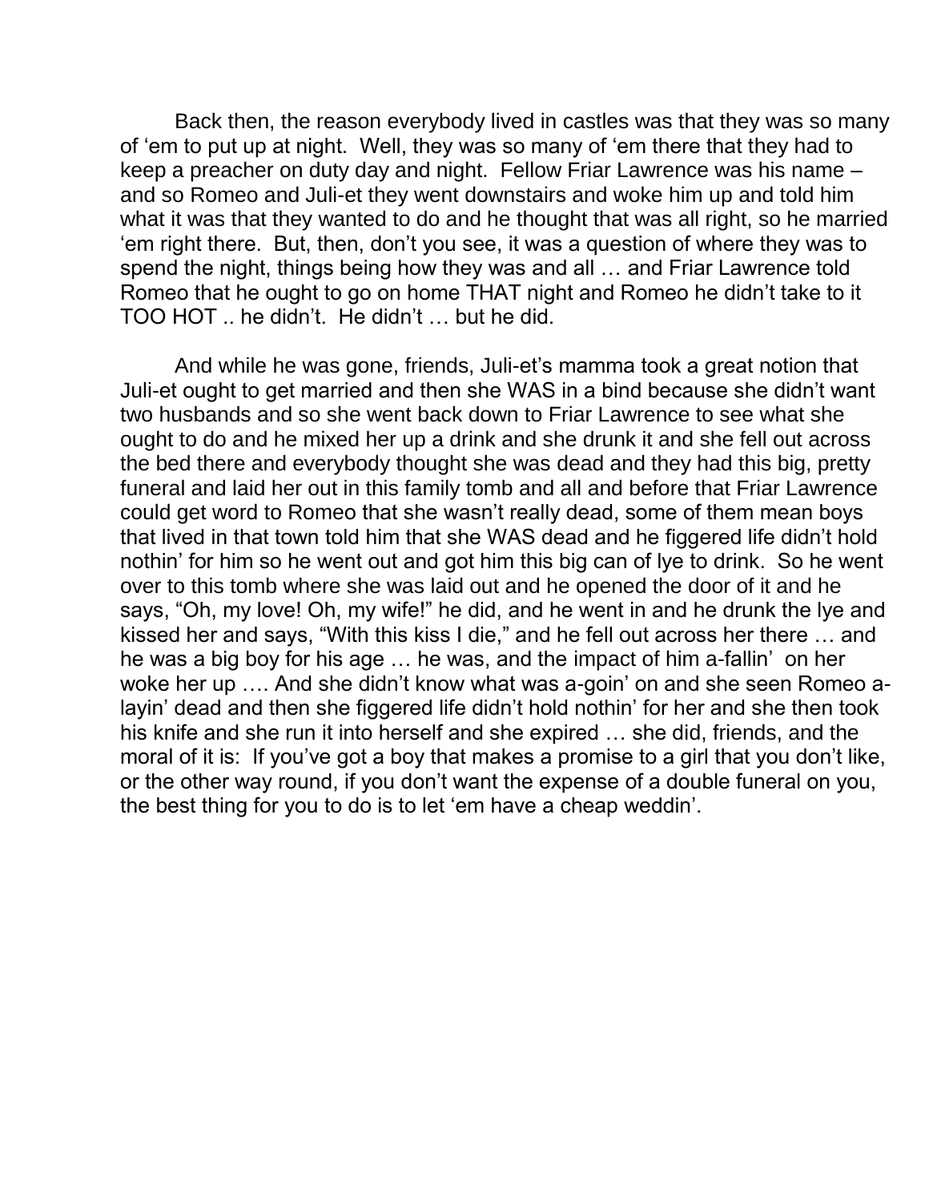Back then, the reason everybody lived in castles was that they was so many of 'em to put up at night. Well, they was so many of 'em there that they had to keep a preacher on duty day and night. Fellow Friar Lawrence was his name – and so Romeo and Juli-et they went downstairs and woke him up and told him what it was that they wanted to do and he thought that was all right, so he married 'em right there. But, then, don't you see, it was a question of where they was to spend the night, things being how they was and all … and Friar Lawrence told Romeo that he ought to go on home THAT night and Romeo he didn't take to it TOO HOT .. he didn't. He didn't … but he did.

And while he was gone, friends, Juli-et's mamma took a great notion that Juli-et ought to get married and then she WAS in a bind because she didn't want two husbands and so she went back down to Friar Lawrence to see what she ought to do and he mixed her up a drink and she drunk it and she fell out across the bed there and everybody thought she was dead and they had this big, pretty funeral and laid her out in this family tomb and all and before that Friar Lawrence could get word to Romeo that she wasn't really dead, some of them mean boys that lived in that town told him that she WAS dead and he figgered life didn't hold nothin' for him so he went out and got him this big can of lye to drink. So he went over to this tomb where she was laid out and he opened the door of it and he says, "Oh, my love! Oh, my wife!" he did, and he went in and he drunk the lye and kissed her and says, "With this kiss I die," and he fell out across her there … and he was a big boy for his age … he was, and the impact of him a-fallin' on her woke her up …. And she didn't know what was a-goin' on and she seen Romeo a-layin' dead and then she figgered life didn't hold nothin' for her and she then took his knife and she run it into herself and she expired … she did, friends, and the moral of it is: If you've got a boy that makes a promise to a girl that you don't like, or the other way round, if you don't want the expense of a double funeral on you, the best thing for you to do is to let 'em have a cheap weddin'.